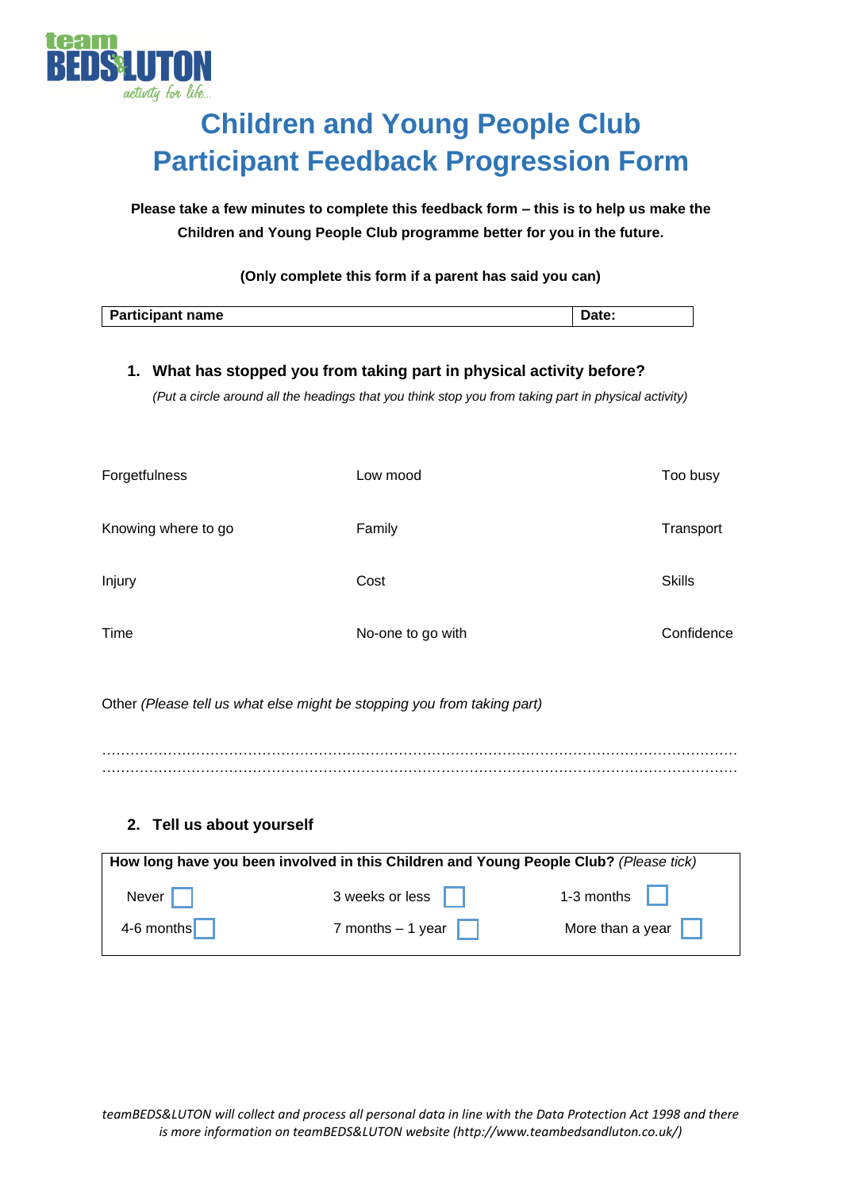# Children and Young People Club Participant Feedback Progression Form

**Please take a few minutes to complete this feedback form – this is to help us make the Children and Young People Club programme better for you in the future.**

**(Only complete this form if a parent has said you can)**

| **Participant name** | **Date:** |
|---|---|

### 1. What has stopped you from taking part in physical activity before?

*(Put a circle around all the headings that you think stop you from taking part in physical activity)*

| | | |
|---|---|---|
| Forgetfulness | Low mood | Too busy |
| Knowing where to go | Family | Transport |
| Injury | Cost | Skills |
| Time | No-one to go with | Confidence |

Other *(Please tell us what else might be stopping you from taking part)*

……………………………………………………………………………………………………………………
……………………………………………………………………………………………………………………

### 2. Tell us about yourself

| **How long have you been involved in this Children and Young People Club?** *(Please tick)* | | |
|---|---|---|
| Never ☐ | 3 weeks or less ☐ | 1-3 months ☐ |
| 4-6 months ☐ | 7 months – 1 year ☐ | More than a year ☐ |

*teamBEDS&LUTON will collect and process all personal data in line with the Data Protection Act 1998 and there is more information on teamBEDS&LUTON website (http://www.teambedsandluton.co.uk/)*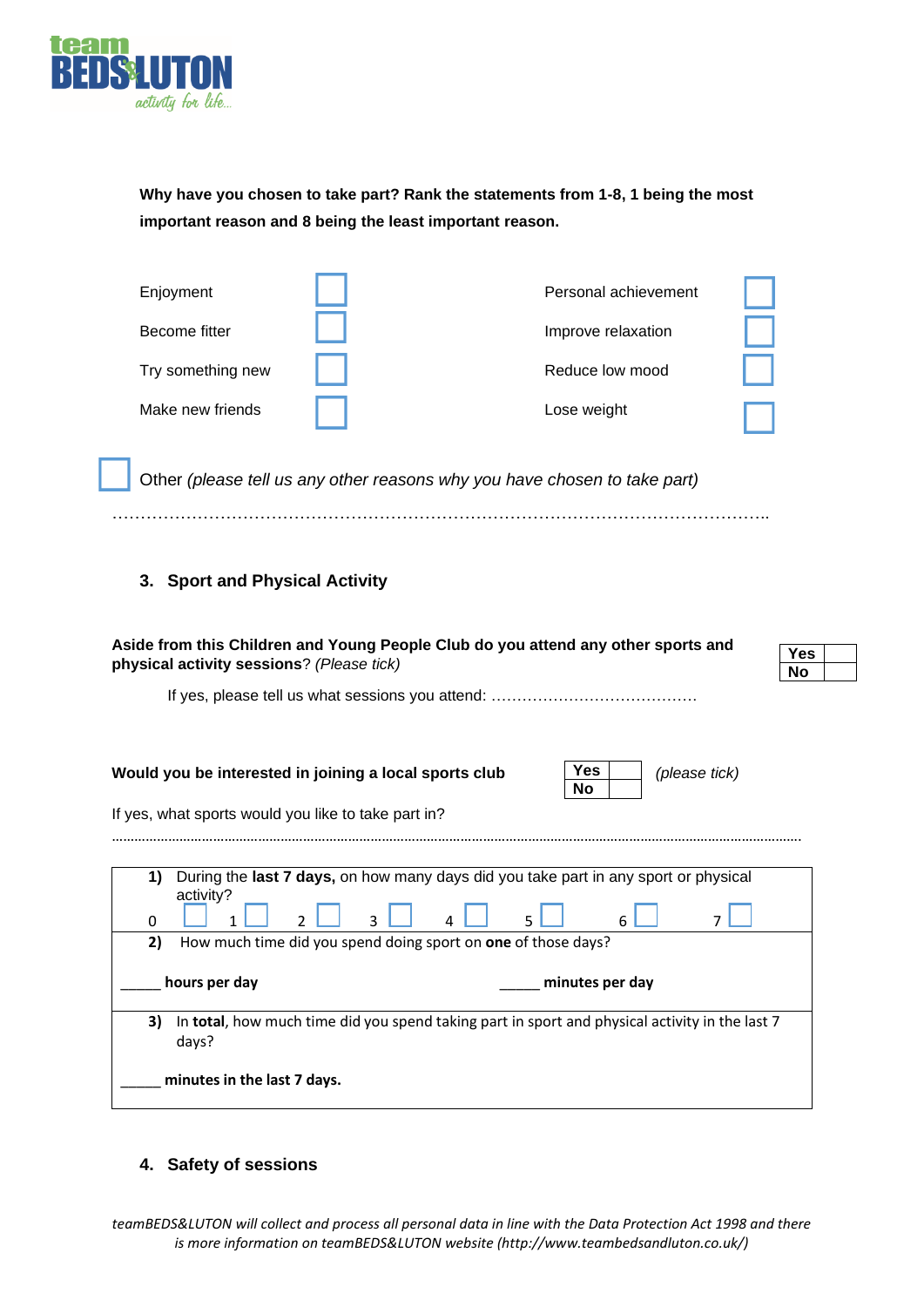**Why have you chosen to take part? Rank the statements from 1-8, 1 being the most important reason and 8 being the least important reason.**

| | | | |
|---|---|---|---|
| Enjoyment | ☐ | Personal achievement | ☐ |
| Become fitter | ☐ | Improve relaxation | ☐ |
| Try something new | ☐ | Reduce low mood | ☐ |
| Make new friends | ☐ | Lose weight | ☐ |

☐ Other *(please tell us any other reasons why you have chosen to take part)*

………………………………………………………………………………………………………..

## 3. Sport and Physical Activity

**Aside from this Children and Young People Club do you attend any other sports and physical activity sessions**? *(Please tick)*

| | |
|---|---|
| **Yes** | |
| **No** | |

If yes, please tell us what sessions you attend: …………………………………

**Would you be interested in joining a local sports club** *(please tick)*

| | |
|---|---|
| **Yes** | |
| **No** | |

If yes, what sports would you like to take part in?

……………………………………………………………………………………………………………………………………………………

**1)** During the **last 7 days,** on how many days did you take part in any sport or physical activity?

0 ☐ 1 ☐ 2 ☐ 3 ☐ 4 ☐ 5 ☐ 6 ☐ 7 ☐

**2)** How much time did you spend doing sport on **one** of those days?

_____ **hours per day** _____ **minutes per day**

**3)** In **total**, how much time did you spend taking part in sport and physical activity in the last 7 days?

_____ **minutes in the last 7 days.**

## 4. Safety of sessions

*teamBEDS&LUTON will collect and process all personal data in line with the Data Protection Act 1998 and there is more information on teamBEDS&LUTON website (http://www.teambedsandluton.co.uk/)*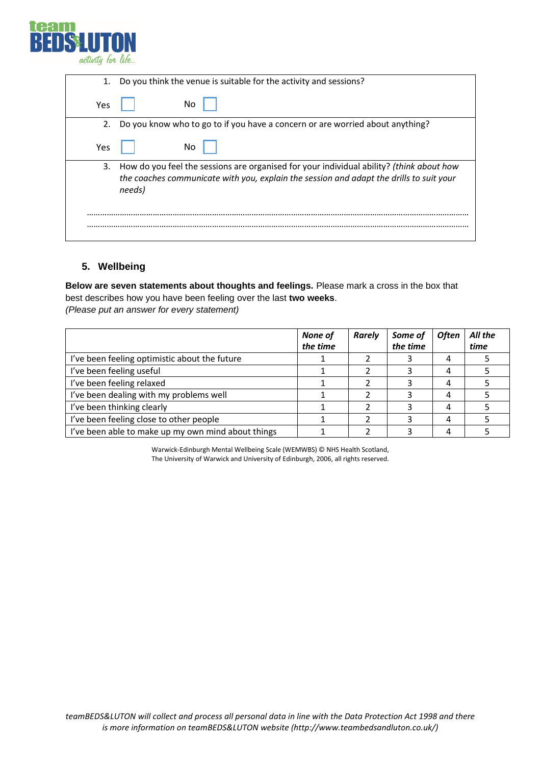1. Do you think the venue is suitable for the activity and sessions?

Yes ☐ No ☐

2. Do you know who to go to if you have a concern or are worried about anything?

Yes ☐ No ☐

3. How do you feel the sessions are organised for your individual ability? *(think about how the coaches communicate with you, explain the session and adapt the drills to suit your needs)*

……………………………………………………………………………………………………………………………………………………………

……………………………………………………………………………………………………………………………………………………………

## 5. Wellbeing

**Below are seven statements about thoughts and feelings.** Please mark a cross in the box that best describes how you have been feeling over the last **two weeks**.
*(Please put an answer for every statement)*

| | *None of the time* | *Rarely* | *Some of the time* | *Often* | *All the time* |
|---|---|---|---|---|---|
| I've been feeling optimistic about the future | 1 | 2 | 3 | 4 | 5 |
| I've been feeling useful | 1 | 2 | 3 | 4 | 5 |
| I've been feeling relaxed | 1 | 2 | 3 | 4 | 5 |
| I've been dealing with my problems well | 1 | 2 | 3 | 4 | 5 |
| I've been thinking clearly | 1 | 2 | 3 | 4 | 5 |
| I've been feeling close to other people | 1 | 2 | 3 | 4 | 5 |
| I've been able to make up my own mind about things | 1 | 2 | 3 | 4 | 5 |

Warwick-Edinburgh Mental Wellbeing Scale (WEMWBS) © NHS Health Scotland, The University of Warwick and University of Edinburgh, 2006, all rights reserved.

*teamBEDS&LUTON will collect and process all personal data in line with the Data Protection Act 1998 and there is more information on teamBEDS&LUTON website (http://www.teambedsandluton.co.uk/)*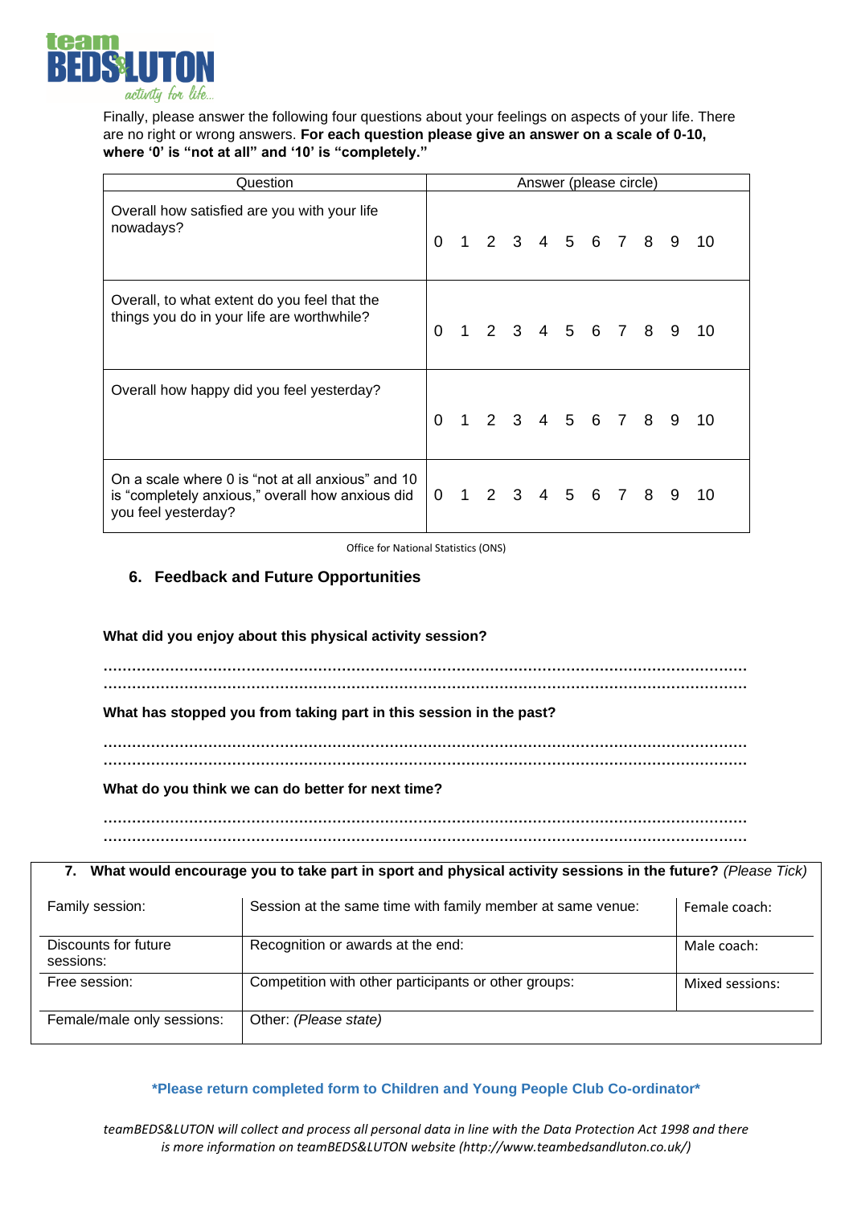Finally, please answer the following four questions about your feelings on aspects of your life. There are no right or wrong answers. **For each question please give an answer on a scale of 0-10, where '0' is "not at all" and '10' is "completely."**

| Question | Answer (please circle) |
|---|---|
| Overall how satisfied are you with your life nowadays? | 0 1 2 3 4 5 6 7 8 9 10 |
| Overall, to what extent do you feel that the things you do in your life are worthwhile? | 0 1 2 3 4 5 6 7 8 9 10 |
| Overall how happy did you feel yesterday? | 0 1 2 3 4 5 6 7 8 9 10 |
| On a scale where 0 is "not at all anxious" and 10 is "completely anxious," overall how anxious did you feel yesterday? | 0 1 2 3 4 5 6 7 8 9 10 |

Office for National Statistics (ONS)

## 6. Feedback and Future Opportunities

**What did you enjoy about this physical activity session?**

……………………………………………………………………………………………………………………………
……………………………………………………………………………………………………………………………

**What has stopped you from taking part in this session in the past?**

……………………………………………………………………………………………………………………………
……………………………………………………………………………………………………………………………

**What do you think we can do better for next time?**

……………………………………………………………………………………………………………………………
……………………………………………………………………………………………………………………………

## 7. What would encourage you to take part in sport and physical activity sessions in the future? *(Please Tick)*

| | | |
|---|---|---|
| Family session: | Session at the same time with family member at same venue: | Female coach: |
| Discounts for future sessions: | Recognition or awards at the end: | Male coach: |
| Free session: | Competition with other participants or other groups: | Mixed sessions: |
| Female/male only sessions: | Other: *(Please state)* | |

**\*Please return completed form to Children and Young People Club Co-ordinator\***

*teamBEDS&LUTON will collect and process all personal data in line with the Data Protection Act 1998 and there is more information on teamBEDS&LUTON website (http://www.teambedsandluton.co.uk/)*